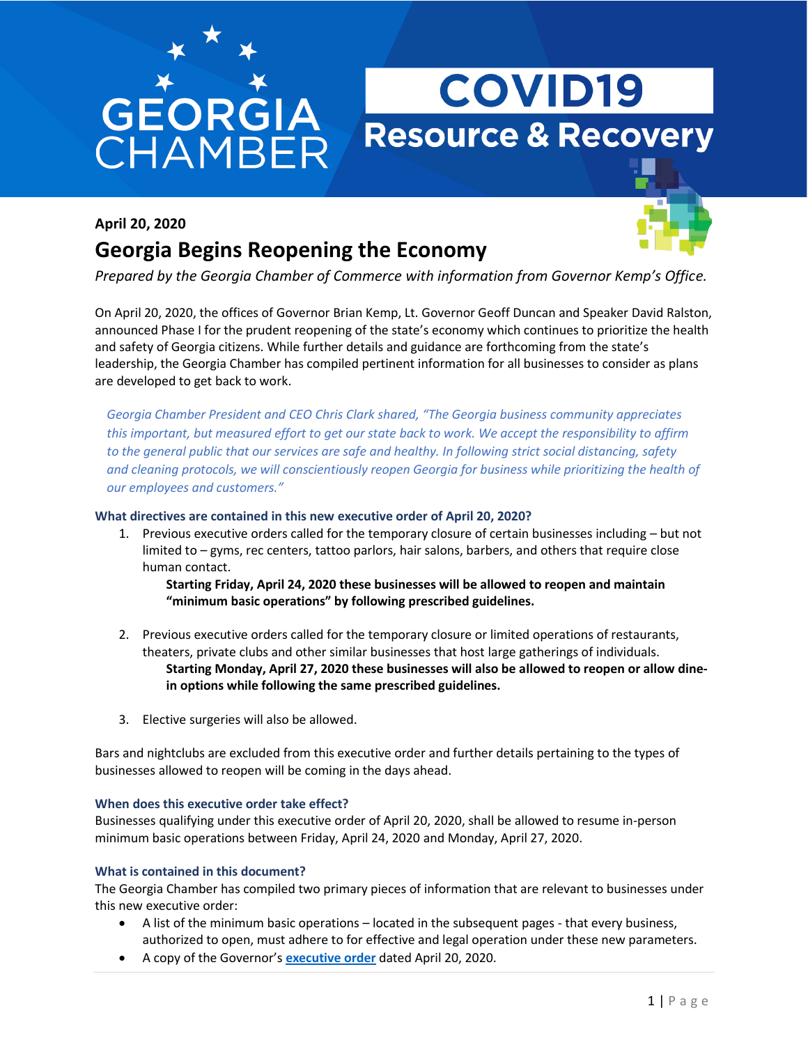GEORGIA CHAMBER

# COVID19 Resource & Recovery

**April 20, 2020**

## Georgia Begins Reopening the Economy

*Prepared by the Georgia Chamber of Commerce with information from Governor Kemp's Office.*

On April 20, 2020, the offices of Governor Brian Kemp, Lt. Governor Geoff Duncan and Speaker David Ralston, announced Phase I for the prudent reopening of the state's economy which continues to prioritize the health and safety of Georgia citizens. While further details and guidance are forthcoming from the state's leadership, the Georgia Chamber has compiled pertinent information for all businesses to consider as plans are developed to get back to work.

> *Georgia Chamber President and CEO Chris Clark shared, "The Georgia business community appreciates this important, but measured effort to get our state back to work. We accept the responsibility to affirm to the general public that our services are safe and healthy. In following strict social distancing, safety and cleaning protocols, we will conscientiously reopen Georgia for business while prioritizing the health of our employees and customers."*

### What directives are contained in this new executive order of April 20, 2020?

1. Previous executive orders called for the temporary closure of certain businesses including – but not limited to – gyms, rec centers, tattoo parlors, hair salons, barbers, and others that require close human contact.

   **Starting Friday, April 24, 2020 these businesses will be allowed to reopen and maintain "minimum basic operations" by following prescribed guidelines.**

2. Previous executive orders called for the temporary closure or limited operations of restaurants, theaters, private clubs and other similar businesses that host large gatherings of individuals.

   **Starting Monday, April 27, 2020 these businesses will also be allowed to reopen or allow dine-in options while following the same prescribed guidelines.**

3. Elective surgeries will also be allowed.

Bars and nightclubs are excluded from this executive order and further details pertaining to the types of businesses allowed to reopen will be coming in the days ahead.

### When does this executive order take effect?

Businesses qualifying under this executive order of April 20, 2020, shall be allowed to resume in-person minimum basic operations between Friday, April 24, 2020 and Monday, April 27, 2020.

### What is contained in this document?

The Georgia Chamber has compiled two primary pieces of information that are relevant to businesses under this new executive order:

- A list of the minimum basic operations – located in the subsequent pages - that every business, authorized to open, must adhere to for effective and legal operation under these new parameters.
- A copy of the Governor's **executive order** dated April 20, 2020.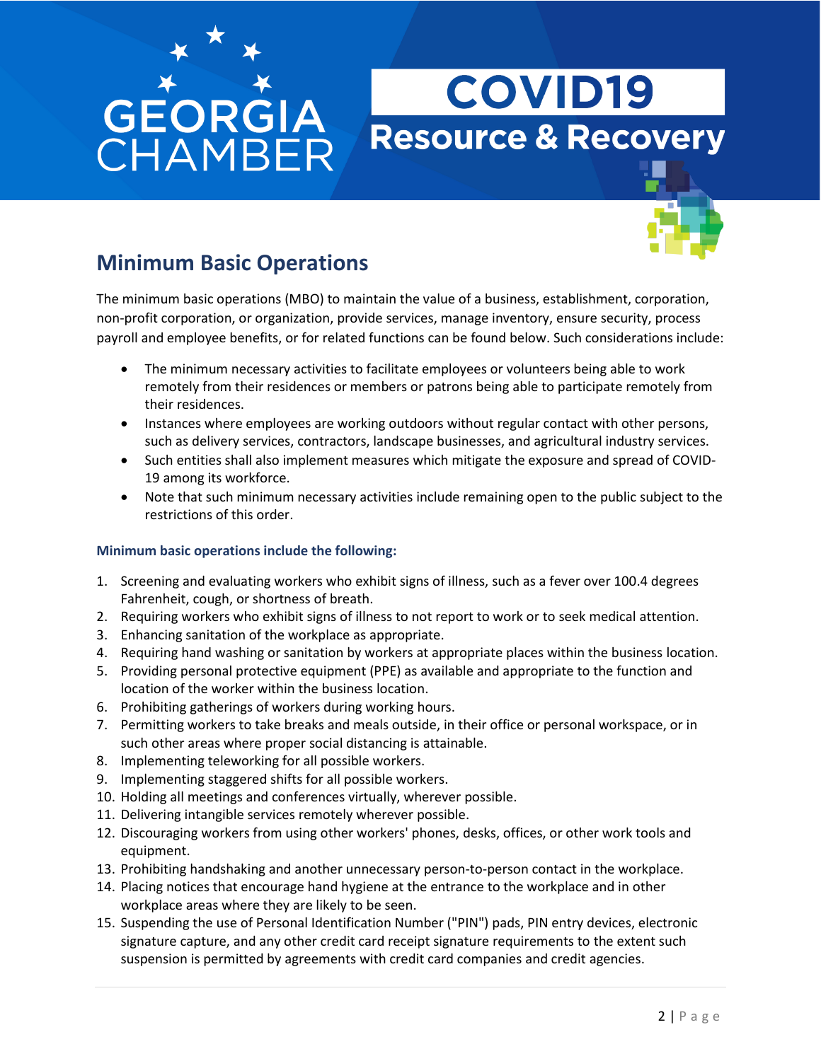## Minimum Basic Operations

The minimum basic operations (MBO) to maintain the value of a business, establishment, corporation, non-profit corporation, or organization, provide services, manage inventory, ensure security, process payroll and employee benefits, or for related functions can be found below. Such considerations include:

- The minimum necessary activities to facilitate employees or volunteers being able to work remotely from their residences or members or patrons being able to participate remotely from their residences.
- Instances where employees are working outdoors without regular contact with other persons, such as delivery services, contractors, landscape businesses, and agricultural industry services.
- Such entities shall also implement measures which mitigate the exposure and spread of COVID-19 among its workforce.
- Note that such minimum necessary activities include remaining open to the public subject to the restrictions of this order.

**Minimum basic operations include the following:**

1. Screening and evaluating workers who exhibit signs of illness, such as a fever over 100.4 degrees Fahrenheit, cough, or shortness of breath.
2. Requiring workers who exhibit signs of illness to not report to work or to seek medical attention.
3. Enhancing sanitation of the workplace as appropriate.
4. Requiring hand washing or sanitation by workers at appropriate places within the business location.
5. Providing personal protective equipment (PPE) as available and appropriate to the function and location of the worker within the business location.
6. Prohibiting gatherings of workers during working hours.
7. Permitting workers to take breaks and meals outside, in their office or personal workspace, or in such other areas where proper social distancing is attainable.
8. Implementing teleworking for all possible workers.
9. Implementing staggered shifts for all possible workers.
10. Holding all meetings and conferences virtually, wherever possible.
11. Delivering intangible services remotely wherever possible.
12. Discouraging workers from using other workers' phones, desks, offices, or other work tools and equipment.
13. Prohibiting handshaking and another unnecessary person-to-person contact in the workplace.
14. Placing notices that encourage hand hygiene at the entrance to the workplace and in other workplace areas where they are likely to be seen.
15. Suspending the use of Personal Identification Number ("PIN") pads, PIN entry devices, electronic signature capture, and any other credit card receipt signature requirements to the extent such suspension is permitted by agreements with credit card companies and credit agencies.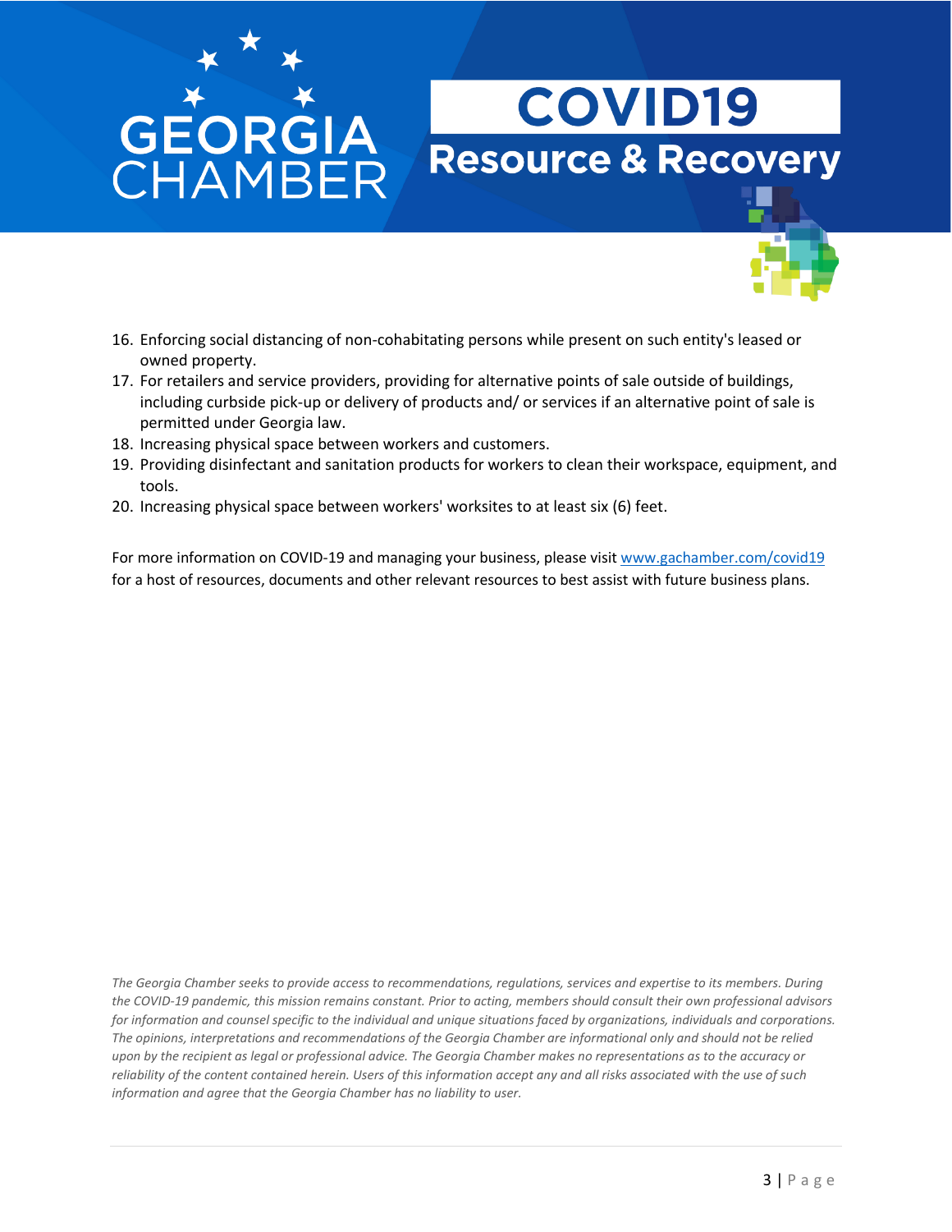16. Enforcing social distancing of non-cohabitating persons while present on such entity's leased or owned property.
17. For retailers and service providers, providing for alternative points of sale outside of buildings, including curbside pick-up or delivery of products and/ or services if an alternative point of sale is permitted under Georgia law.
18. Increasing physical space between workers and customers.
19. Providing disinfectant and sanitation products for workers to clean their workspace, equipment, and tools.
20. Increasing physical space between workers' worksites to at least six (6) feet.

For more information on COVID-19 and managing your business, please visit www.gachamber.com/covid19 for a host of resources, documents and other relevant resources to best assist with future business plans.

*The Georgia Chamber seeks to provide access to recommendations, regulations, services and expertise to its members. During the COVID-19 pandemic, this mission remains constant. Prior to acting, members should consult their own professional advisors for information and counsel specific to the individual and unique situations faced by organizations, individuals and corporations. The opinions, interpretations and recommendations of the Georgia Chamber are informational only and should not be relied upon by the recipient as legal or professional advice. The Georgia Chamber makes no representations as to the accuracy or reliability of the content contained herein. Users of this information accept any and all risks associated with the use of such information and agree that the Georgia Chamber has no liability to user.*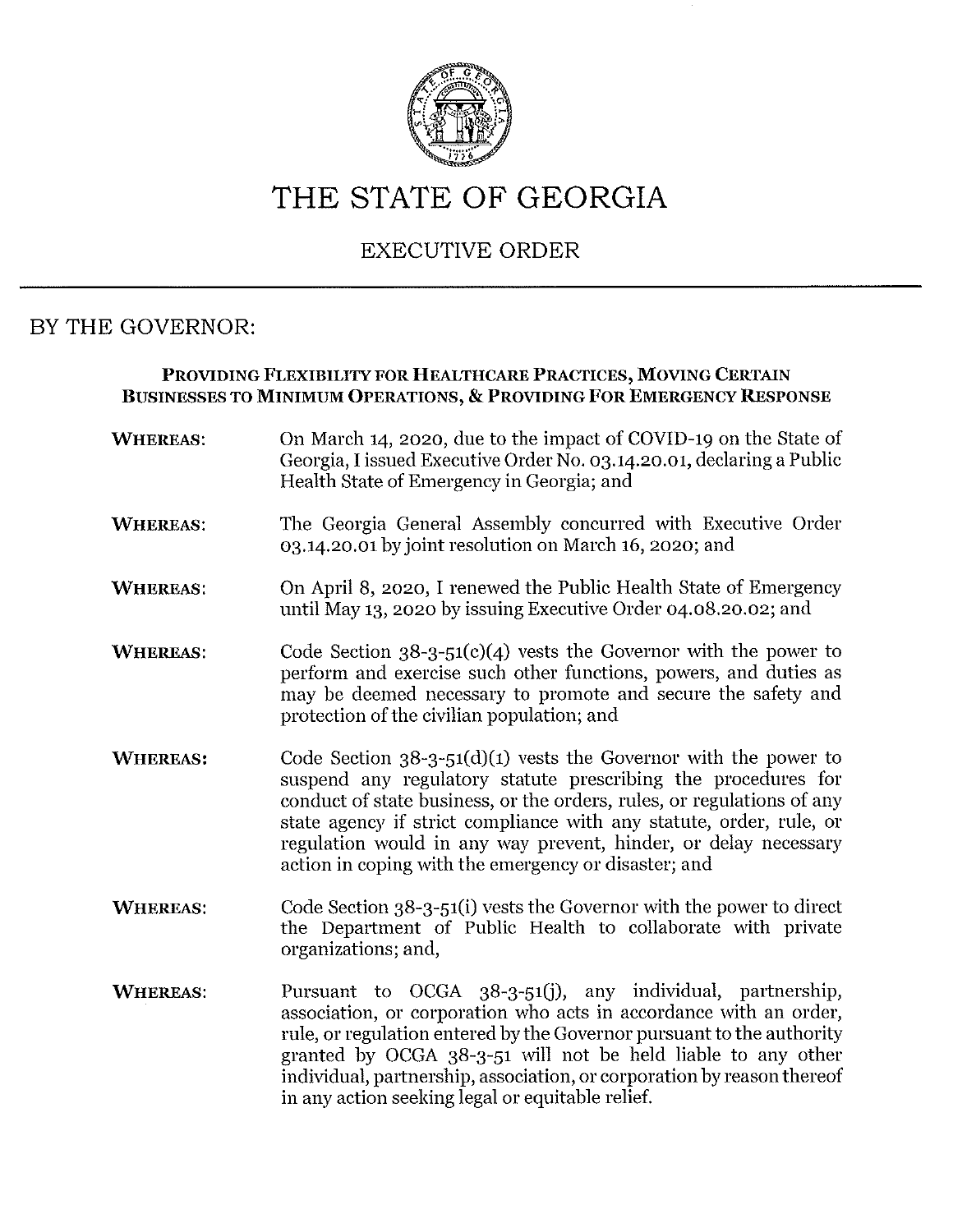# THE STATE OF GEORGIA

## EXECUTIVE ORDER

BY THE GOVERNOR:

**PROVIDING FLEXIBILITY FOR HEALTHCARE PRACTICES, MOVING CERTAIN BUSINESSES TO MINIMUM OPERATIONS, & PROVIDING FOR EMERGENCY RESPONSE**

**WHEREAS:** On March 14, 2020, due to the impact of COVID-19 on the State of Georgia, I issued Executive Order No. 03.14.20.01, declaring a Public Health State of Emergency in Georgia; and

**WHEREAS:** The Georgia General Assembly concurred with Executive Order 03.14.20.01 by joint resolution on March 16, 2020; and

**WHEREAS:** On April 8, 2020, I renewed the Public Health State of Emergency until May 13, 2020 by issuing Executive Order 04.08.20.02; and

**WHEREAS:** Code Section 38-3-51(c)(4) vests the Governor with the power to perform and exercise such other functions, powers, and duties as may be deemed necessary to promote and secure the safety and protection of the civilian population; and

**WHEREAS:** Code Section 38-3-51(d)(1) vests the Governor with the power to suspend any regulatory statute prescribing the procedures for conduct of state business, or the orders, rules, or regulations of any state agency if strict compliance with any statute, order, rule, or regulation would in any way prevent, hinder, or delay necessary action in coping with the emergency or disaster; and

**WHEREAS:** Code Section 38-3-51(i) vests the Governor with the power to direct the Department of Public Health to collaborate with private organizations; and,

**WHEREAS:** Pursuant to OCGA 38-3-51(j), any individual, partnership, association, or corporation who acts in accordance with an order, rule, or regulation entered by the Governor pursuant to the authority granted by OCGA 38-3-51 will not be held liable to any other individual, partnership, association, or corporation by reason thereof in any action seeking legal or equitable relief.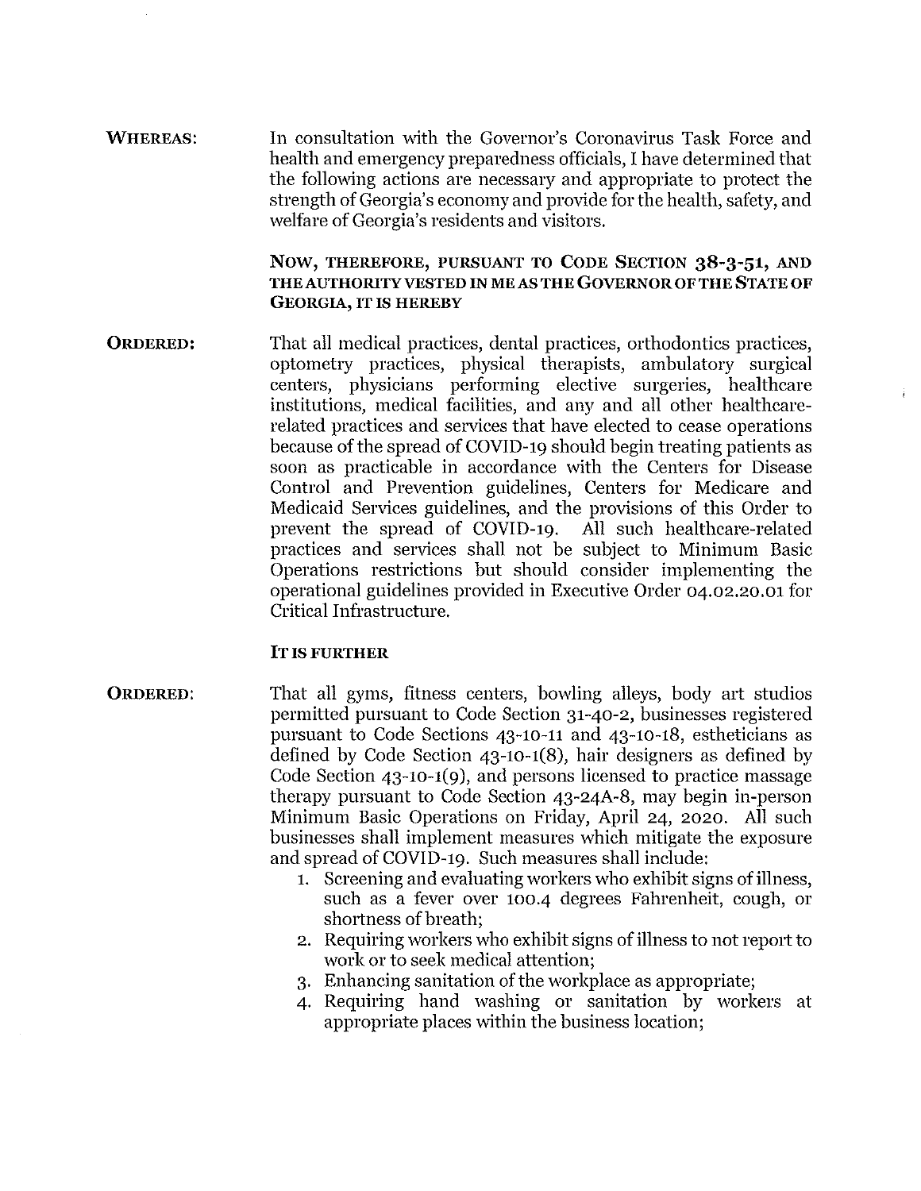**WHEREAS:** In consultation with the Governor's Coronavirus Task Force and health and emergency preparedness officials, I have determined that the following actions are necessary and appropriate to protect the strength of Georgia's economy and provide for the health, safety, and welfare of Georgia's residents and visitors.

**NOW, THEREFORE, PURSUANT TO CODE SECTION 38-3-51, AND THE AUTHORITY VESTED IN ME AS THE GOVERNOR OF THE STATE OF GEORGIA, IT IS HEREBY**

**ORDERED:** That all medical practices, dental practices, orthodontics practices, optometry practices, physical therapists, ambulatory surgical centers, physicians performing elective surgeries, healthcare institutions, medical facilities, and any and all other healthcare-related practices and services that have elected to cease operations because of the spread of COVID-19 should begin treating patients as soon as practicable in accordance with the Centers for Disease Control and Prevention guidelines, Centers for Medicare and Medicaid Services guidelines, and the provisions of this Order to prevent the spread of COVID-19. All such healthcare-related practices and services shall not be subject to Minimum Basic Operations restrictions but should consider implementing the operational guidelines provided in Executive Order 04.02.20.01 for Critical Infrastructure.

**IT IS FURTHER**

**ORDERED:** That all gyms, fitness centers, bowling alleys, body art studios permitted pursuant to Code Section 31-40-2, businesses registered pursuant to Code Sections 43-10-11 and 43-10-18, estheticians as defined by Code Section 43-10-1(8), hair designers as defined by Code Section 43-10-1(9), and persons licensed to practice massage therapy pursuant to Code Section 43-24A-8, may begin in-person Minimum Basic Operations on Friday, April 24, 2020. All such businesses shall implement measures which mitigate the exposure and spread of COVID-19. Such measures shall include:

1. Screening and evaluating workers who exhibit signs of illness, such as a fever over 100.4 degrees Fahrenheit, cough, or shortness of breath;
2. Requiring workers who exhibit signs of illness to not report to work or to seek medical attention;
3. Enhancing sanitation of the workplace as appropriate;
4. Requiring hand washing or sanitation by workers at appropriate places within the business location;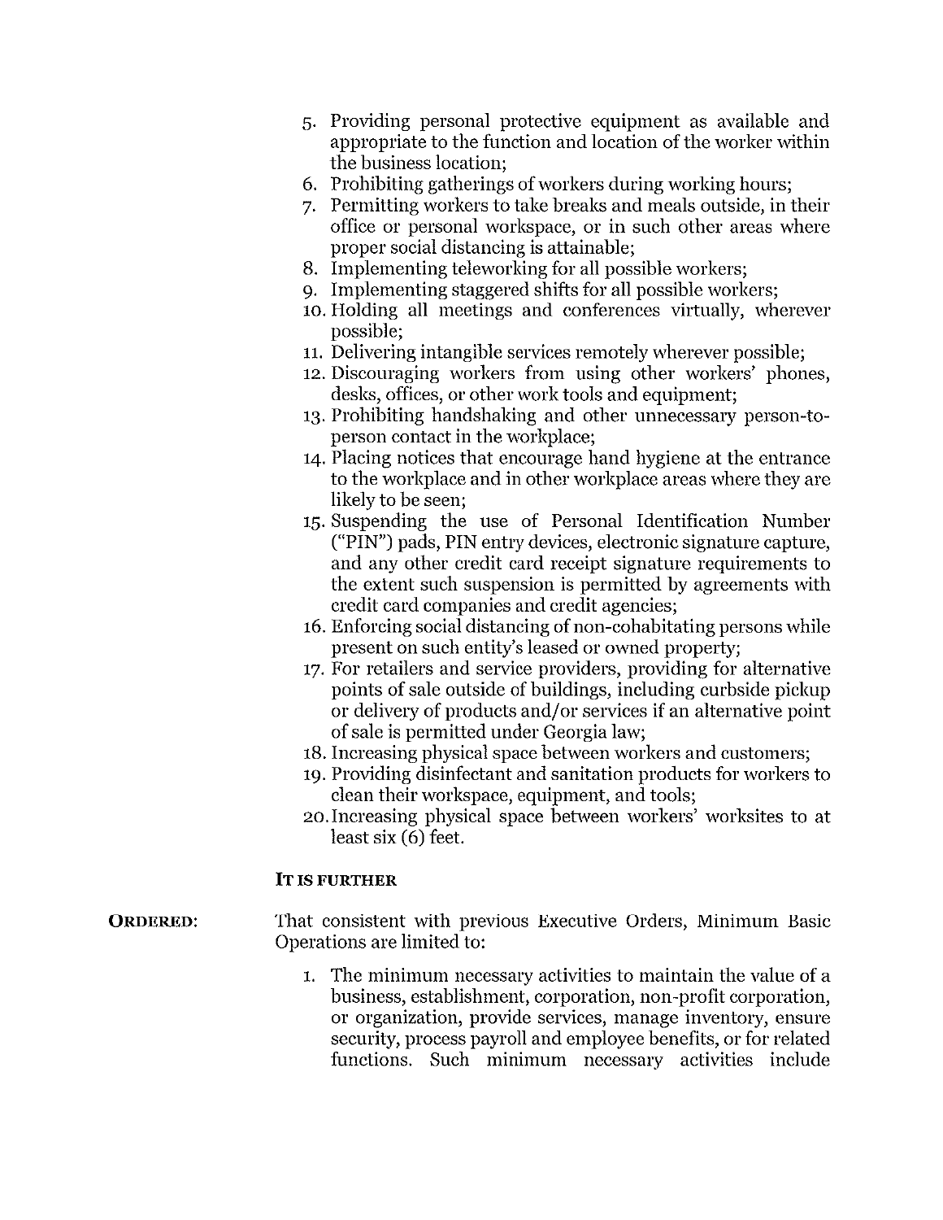5. Providing personal protective equipment as available and appropriate to the function and location of the worker within the business location;
6. Prohibiting gatherings of workers during working hours;
7. Permitting workers to take breaks and meals outside, in their office or personal workspace, or in such other areas where proper social distancing is attainable;
8. Implementing teleworking for all possible workers;
9. Implementing staggered shifts for all possible workers;
10. Holding all meetings and conferences virtually, wherever possible;
11. Delivering intangible services remotely wherever possible;
12. Discouraging workers from using other workers' phones, desks, offices, or other work tools and equipment;
13. Prohibiting handshaking and other unnecessary person-to-person contact in the workplace;
14. Placing notices that encourage hand hygiene at the entrance to the workplace and in other workplace areas where they are likely to be seen;
15. Suspending the use of Personal Identification Number ("PIN") pads, PIN entry devices, electronic signature capture, and any other credit card receipt signature requirements to the extent such suspension is permitted by agreements with credit card companies and credit agencies;
16. Enforcing social distancing of non-cohabitating persons while present on such entity's leased or owned property;
17. For retailers and service providers, providing for alternative points of sale outside of buildings, including curbside pickup or delivery of products and/or services if an alternative point of sale is permitted under Georgia law;
18. Increasing physical space between workers and customers;
19. Providing disinfectant and sanitation products for workers to clean their workspace, equipment, and tools;
20. Increasing physical space between workers' worksites to at least six (6) feet.

**IT IS FURTHER**

**ORDERED:** That consistent with previous Executive Orders, Minimum Basic Operations are limited to:

1. The minimum necessary activities to maintain the value of a business, establishment, corporation, non-profit corporation, or organization, provide services, manage inventory, ensure security, process payroll and employee benefits, or for related functions. Such minimum necessary activities include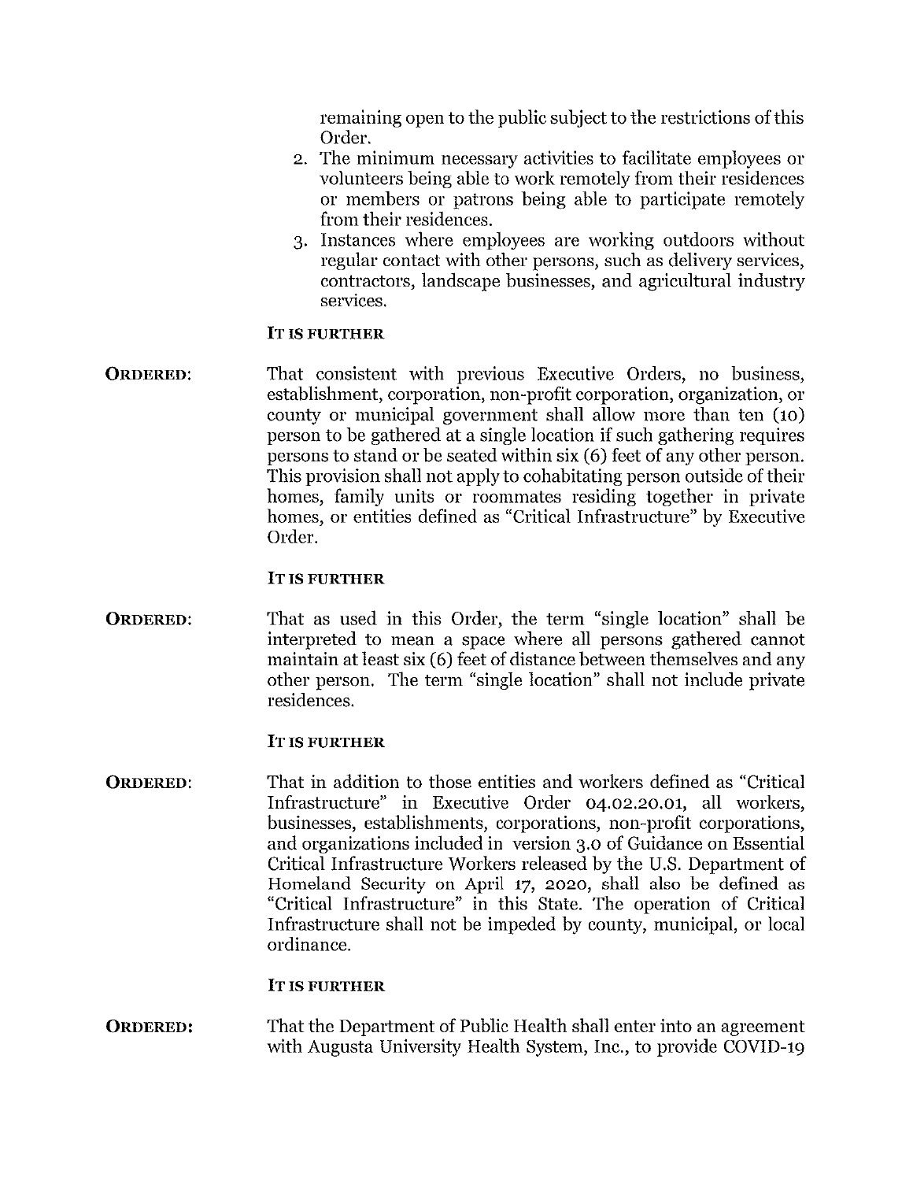remaining open to the public subject to the restrictions of this Order.

2. The minimum necessary activities to facilitate employees or volunteers being able to work remotely from their residences or members or patrons being able to participate remotely from their residences.
3. Instances where employees are working outdoors without regular contact with other persons, such as delivery services, contractors, landscape businesses, and agricultural industry services.

**IT IS FURTHER**

**ORDERED:** That consistent with previous Executive Orders, no business, establishment, corporation, non-profit corporation, organization, or county or municipal government shall allow more than ten (10) person to be gathered at a single location if such gathering requires persons to stand or be seated within six (6) feet of any other person. This provision shall not apply to cohabitating person outside of their homes, family units or roommates residing together in private homes, or entities defined as "Critical Infrastructure" by Executive Order.

**IT IS FURTHER**

**ORDERED:** That as used in this Order, the term "single location" shall be interpreted to mean a space where all persons gathered cannot maintain at least six (6) feet of distance between themselves and any other person. The term "single location" shall not include private residences.

**IT IS FURTHER**

**ORDERED:** That in addition to those entities and workers defined as "Critical Infrastructure" in Executive Order 04.02.20.01, all workers, businesses, establishments, corporations, non-profit corporations, and organizations included in version 3.0 of Guidance on Essential Critical Infrastructure Workers released by the U.S. Department of Homeland Security on April 17, 2020, shall also be defined as "Critical Infrastructure" in this State. The operation of Critical Infrastructure shall not be impeded by county, municipal, or local ordinance.

**IT IS FURTHER**

**ORDERED:** That the Department of Public Health shall enter into an agreement with Augusta University Health System, Inc., to provide COVID-19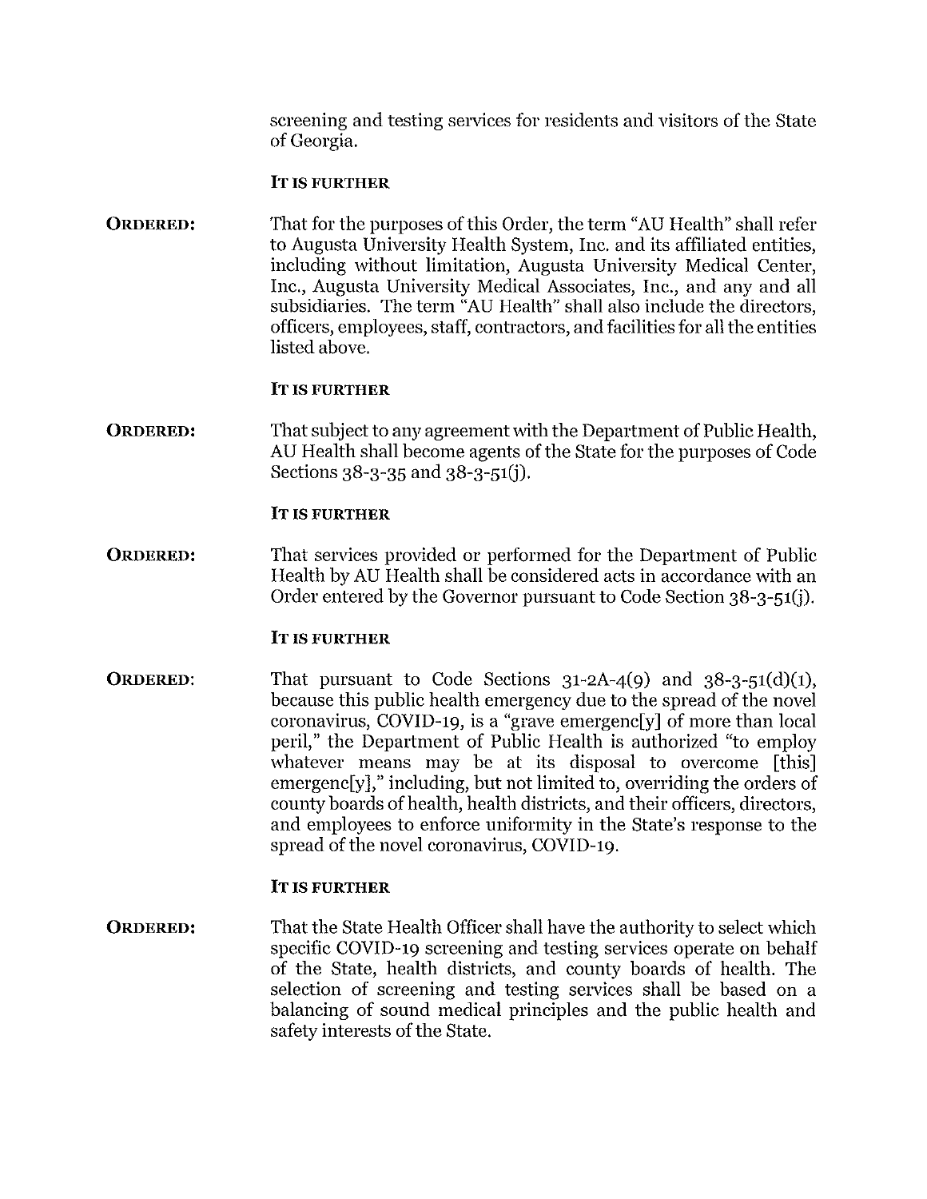screening and testing services for residents and visitors of the State of Georgia.

**IT IS FURTHER**

**ORDERED:** That for the purposes of this Order, the term "AU Health" shall refer to Augusta University Health System, Inc. and its affiliated entities, including without limitation, Augusta University Medical Center, Inc., Augusta University Medical Associates, Inc., and any and all subsidiaries. The term "AU Health" shall also include the directors, officers, employees, staff, contractors, and facilities for all the entities listed above.

**IT IS FURTHER**

**ORDERED:** That subject to any agreement with the Department of Public Health, AU Health shall become agents of the State for the purposes of Code Sections 38-3-35 and 38-3-51(j).

**IT IS FURTHER**

**ORDERED:** That services provided or performed for the Department of Public Health by AU Health shall be considered acts in accordance with an Order entered by the Governor pursuant to Code Section 38-3-51(j).

**IT IS FURTHER**

**ORDERED:** That pursuant to Code Sections 31-2A-4(9) and 38-3-51(d)(1), because this public health emergency due to the spread of the novel coronavirus, COVID-19, is a "grave emergenc[y] of more than local peril," the Department of Public Health is authorized "to employ whatever means may be at its disposal to overcome [this] emergenc[y]," including, but not limited to, overriding the orders of county boards of health, health districts, and their officers, directors, and employees to enforce uniformity in the State's response to the spread of the novel coronavirus, COVID-19.

**IT IS FURTHER**

**ORDERED:** That the State Health Officer shall have the authority to select which specific COVID-19 screening and testing services operate on behalf of the State, health districts, and county boards of health. The selection of screening and testing services shall be based on a balancing of sound medical principles and the public health and safety interests of the State.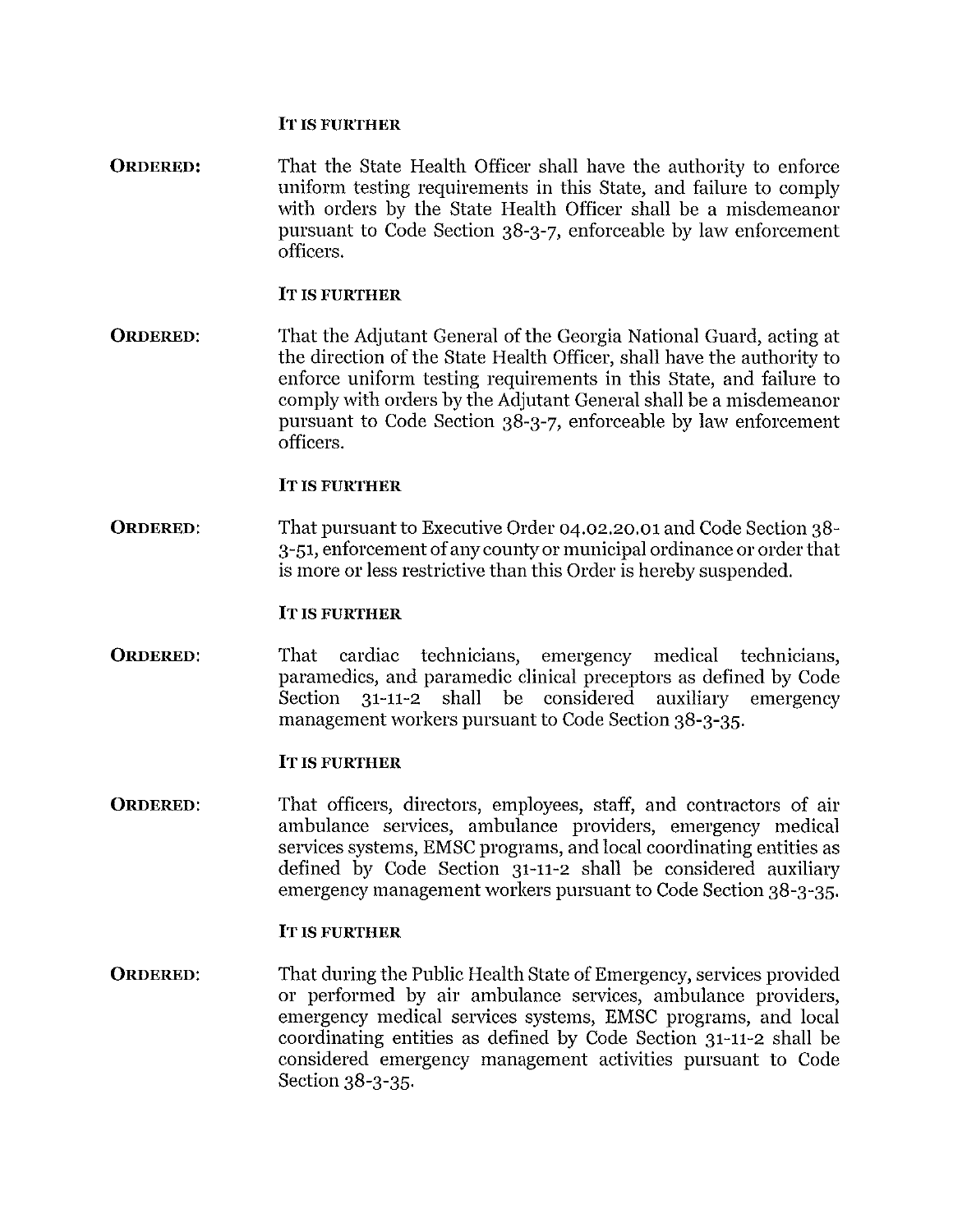**IT IS FURTHER**

**ORDERED:** That the State Health Officer shall have the authority to enforce uniform testing requirements in this State, and failure to comply with orders by the State Health Officer shall be a misdemeanor pursuant to Code Section 38-3-7, enforceable by law enforcement officers.

**IT IS FURTHER**

**ORDERED:** That the Adjutant General of the Georgia National Guard, acting at the direction of the State Health Officer, shall have the authority to enforce uniform testing requirements in this State, and failure to comply with orders by the Adjutant General shall be a misdemeanor pursuant to Code Section 38-3-7, enforceable by law enforcement officers.

**IT IS FURTHER**

**ORDERED:** That pursuant to Executive Order 04.02.20.01 and Code Section 38-3-51, enforcement of any county or municipal ordinance or order that is more or less restrictive than this Order is hereby suspended.

**IT IS FURTHER**

**ORDERED:** That cardiac technicians, emergency medical technicians, paramedics, and paramedic clinical preceptors as defined by Code Section 31-11-2 shall be considered auxiliary emergency management workers pursuant to Code Section 38-3-35.

**IT IS FURTHER**

**ORDERED:** That officers, directors, employees, staff, and contractors of air ambulance services, ambulance providers, emergency medical services systems, EMSC programs, and local coordinating entities as defined by Code Section 31-11-2 shall be considered auxiliary emergency management workers pursuant to Code Section 38-3-35.

**IT IS FURTHER**

**ORDERED:** That during the Public Health State of Emergency, services provided or performed by air ambulance services, ambulance providers, emergency medical services systems, EMSC programs, and local coordinating entities as defined by Code Section 31-11-2 shall be considered emergency management activities pursuant to Code Section 38-3-35.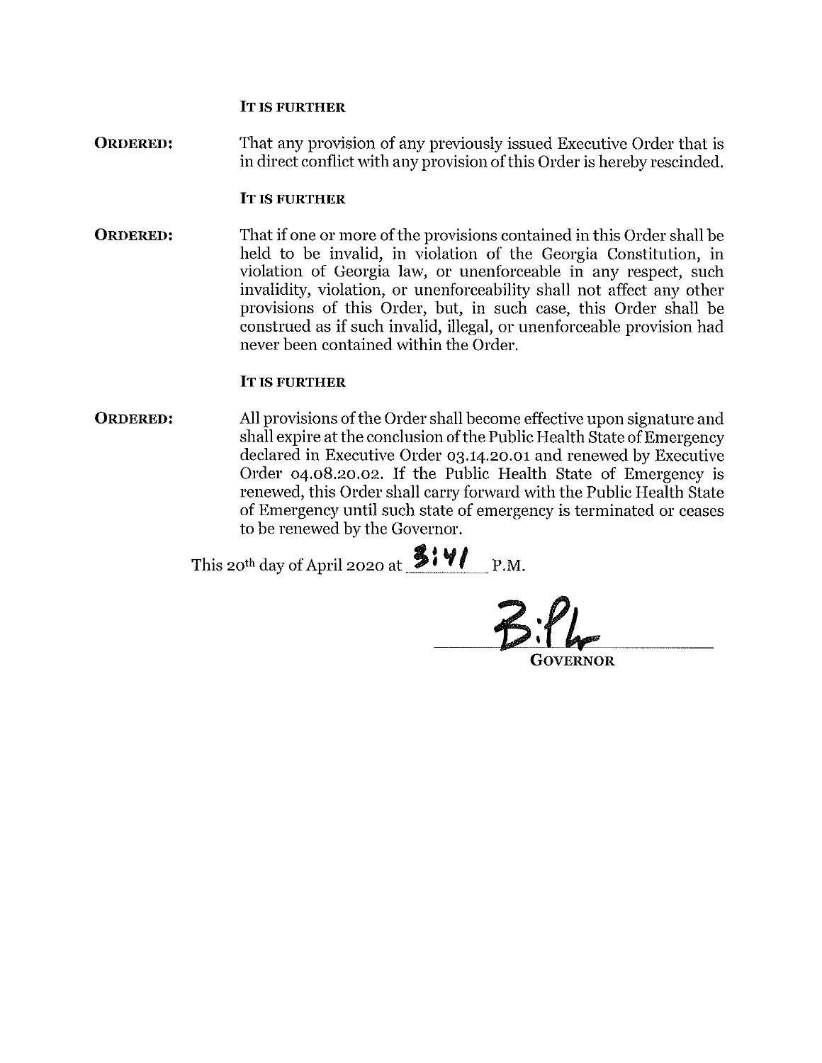**IT IS FURTHER**

**ORDERED:** That any provision of any previously issued Executive Order that is in direct conflict with any provision of this Order is hereby rescinded.

**IT IS FURTHER**

**ORDERED:** That if one or more of the provisions contained in this Order shall be held to be invalid, in violation of the Georgia Constitution, in violation of Georgia law, or unenforceable in any respect, such invalidity, violation, or unenforceability shall not affect any other provisions of this Order, but, in such case, this Order shall be construed as if such invalid, illegal, or unenforceable provision had never been contained within the Order.

**IT IS FURTHER**

**ORDERED:** All provisions of the Order shall become effective upon signature and shall expire at the conclusion of the Public Health State of Emergency declared in Executive Order 03.14.20.01 and renewed by Executive Order 04.08.20.02. If the Public Health State of Emergency is renewed, this Order shall carry forward with the Public Health State of Emergency until such state of emergency is terminated or ceases to be renewed by the Governor.

This 20th day of April 2020 at 3:41 P.M.

**GOVERNOR**